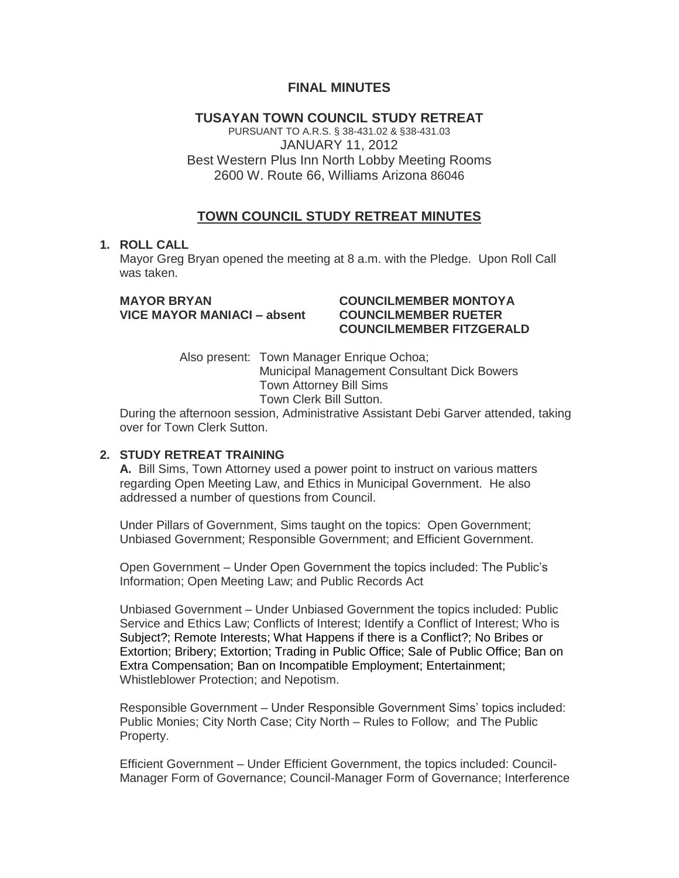# FINAL MINUTES

## TUSAYAN TOWN COUNCIL STUDY RETREAT

PURSUANT TO A.R.S. § 38-431.02 & §38-431.03
JANUARY 11, 2012
Best Western Plus Inn North Lobby Meeting Rooms
2600 W. Route 66, Williams Arizona 86046

## TOWN COUNCIL STUDY RETREAT MINUTES

**1. ROLL CALL**

Mayor Greg Bryan opened the meeting at 8 a.m. with the Pledge. Upon Roll Call was taken.

**MAYOR BRYAN**
**VICE MAYOR MANIACI – absent**
**COUNCILMEMBER MONTOYA**
**COUNCILMEMBER RUETER**
**COUNCILMEMBER FITZGERALD**

Also present: Town Manager Enrique Ochoa;
Municipal Management Consultant Dick Bowers
Town Attorney Bill Sims
Town Clerk Bill Sutton.

During the afternoon session, Administrative Assistant Debi Garver attended, taking over for Town Clerk Sutton.

**2. STUDY RETREAT TRAINING**

**A.** Bill Sims, Town Attorney used a power point to instruct on various matters regarding Open Meeting Law, and Ethics in Municipal Government. He also addressed a number of questions from Council.

Under Pillars of Government, Sims taught on the topics: Open Government; Unbiased Government; Responsible Government; and Efficient Government.

Open Government – Under Open Government the topics included: The Public's Information; Open Meeting Law; and Public Records Act

Unbiased Government – Under Unbiased Government the topics included: Public Service and Ethics Law; Conflicts of Interest; Identify a Conflict of Interest; Who is Subject?; Remote Interests; What Happens if there is a Conflict?; No Bribes or Extortion; Bribery; Extortion; Trading in Public Office; Sale of Public Office; Ban on Extra Compensation; Ban on Incompatible Employment; Entertainment; Whistleblower Protection; and Nepotism.

Responsible Government – Under Responsible Government Sims' topics included: Public Monies; City North Case; City North – Rules to Follow; and The Public Property.

Efficient Government – Under Efficient Government, the topics included: Council-Manager Form of Governance; Council-Manager Form of Governance; Interference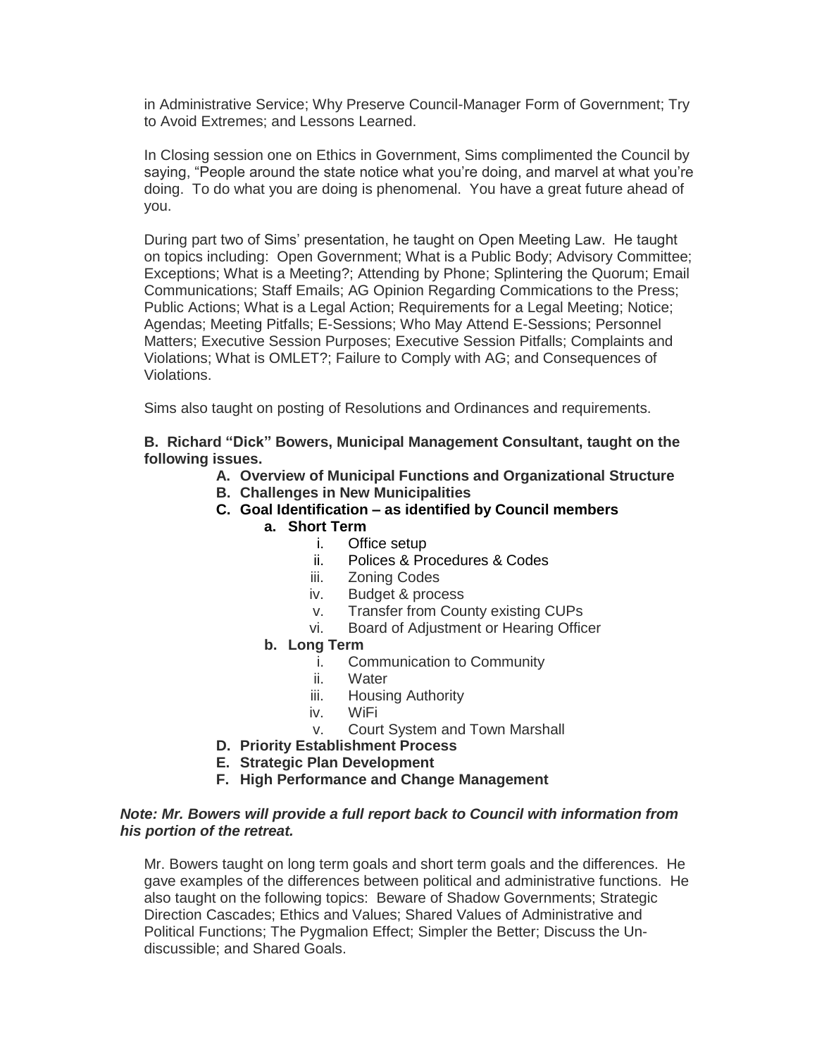in Administrative Service; Why Preserve Council-Manager Form of Government; Try to Avoid Extremes; and Lessons Learned.

In Closing session one on Ethics in Government, Sims complimented the Council by saying, "People around the state notice what you're doing, and marvel at what you're doing. To do what you are doing is phenomenal. You have a great future ahead of you.

During part two of Sims' presentation, he taught on Open Meeting Law. He taught on topics including: Open Government; What is a Public Body; Advisory Committee; Exceptions; What is a Meeting?; Attending by Phone; Splintering the Quorum; Email Communications; Staff Emails; AG Opinion Regarding Commications to the Press; Public Actions; What is a Legal Action; Requirements for a Legal Meeting; Notice; Agendas; Meeting Pitfalls; E-Sessions; Who May Attend E-Sessions; Personnel Matters; Executive Session Purposes; Executive Session Pitfalls; Complaints and Violations; What is OMLET?; Failure to Comply with AG; and Consequences of Violations.

Sims also taught on posting of Resolutions and Ordinances and requirements.

**B. Richard "Dick" Bowers, Municipal Management Consultant, taught on the following issues.**

- **A. Overview of Municipal Functions and Organizational Structure**
- **B. Challenges in New Municipalities**
- **C. Goal Identification – as identified by Council members**
  - **a. Short Term**
    - i. Office setup
    - ii. Polices & Procedures & Codes
    - iii. Zoning Codes
    - iv. Budget & process
    - v. Transfer from County existing CUPs
    - vi. Board of Adjustment or Hearing Officer
  - **b. Long Term**
    - i. Communication to Community
    - ii. Water
    - iii. Housing Authority
    - iv. WiFi
    - v. Court System and Town Marshall
- **D. Priority Establishment Process**
- **E. Strategic Plan Development**
- **F. High Performance and Change Management**

***Note: Mr. Bowers will provide a full report back to Council with information from his portion of the retreat.***

Mr. Bowers taught on long term goals and short term goals and the differences. He gave examples of the differences between political and administrative functions. He also taught on the following topics: Beware of Shadow Governments; Strategic Direction Cascades; Ethics and Values; Shared Values of Administrative and Political Functions; The Pygmalion Effect; Simpler the Better; Discuss the Un-discussible; and Shared Goals.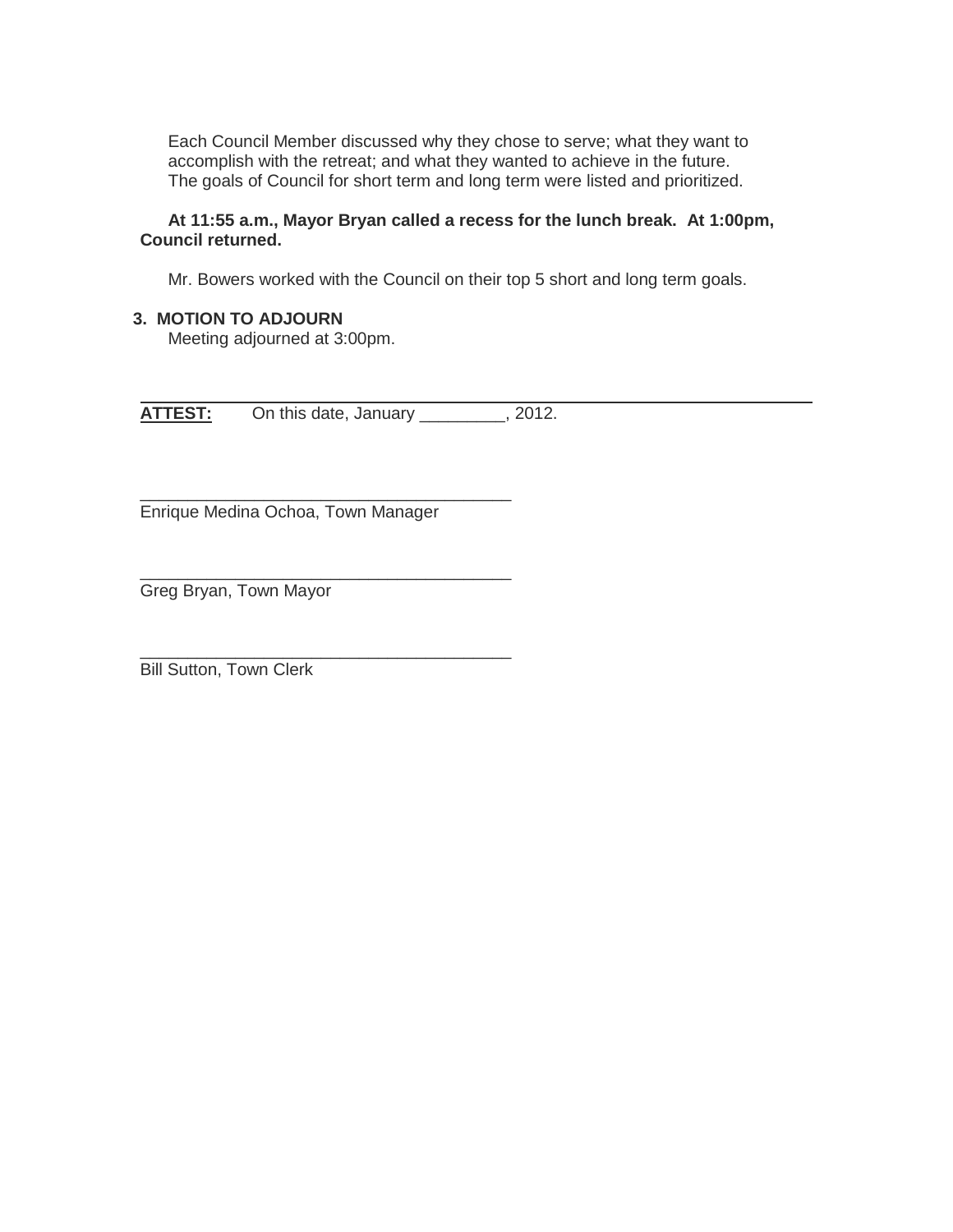Each Council Member discussed why they chose to serve; what they want to accomplish with the retreat; and what they wanted to achieve in the future. The goals of Council for short term and long term were listed and prioritized.

**At 11:55 a.m., Mayor Bryan called a recess for the lunch break. At 1:00pm, Council returned.**

Mr. Bowers worked with the Council on their top 5 short and long term goals.

**3. MOTION TO ADJOURN**

Meeting adjourned at 3:00pm.

---

**ATTEST:** On this date, January _________, 2012.

_______________________________________
Enrique Medina Ochoa, Town Manager

_______________________________________
Greg Bryan, Town Mayor

_______________________________________
Bill Sutton, Town Clerk